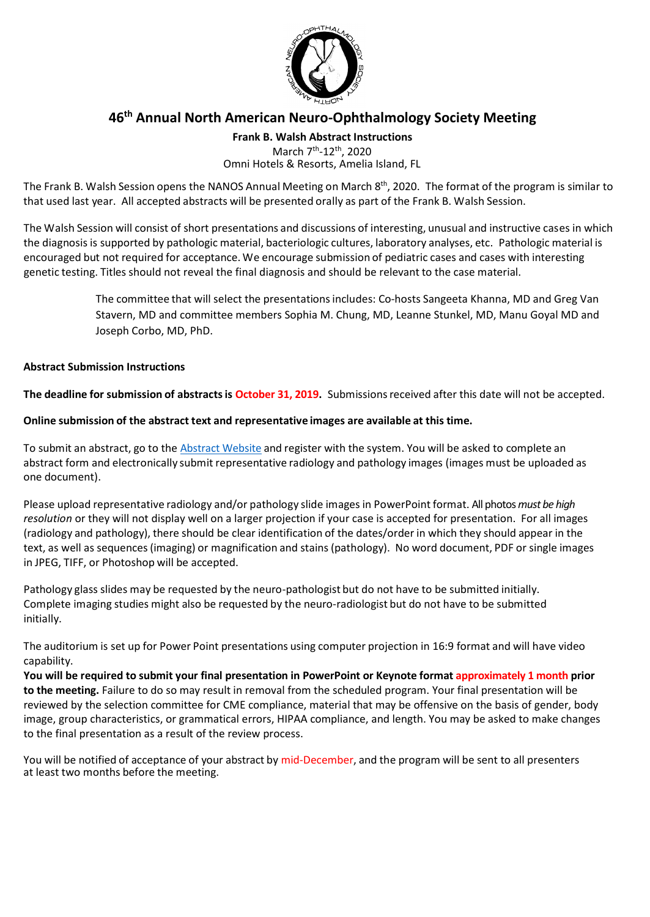# 46th Annual North American Neuro-Ophthalmology Society Meeting

**Frank B. Walsh Abstract Instructions**
March 7th-12th, 2020
Omni Hotels & Resorts, Amelia Island, FL

The Frank B. Walsh Session opens the NANOS Annual Meeting on March 8th, 2020. The format of the program is similar to that used last year. All accepted abstracts will be presented orally as part of the Frank B. Walsh Session.

The Walsh Session will consist of short presentations and discussions of interesting, unusual and instructive cases in which the diagnosis is supported by pathologic material, bacteriologic cultures, laboratory analyses, etc. Pathologic material is encouraged but not required for acceptance. We encourage submission of pediatric cases and cases with interesting genetic testing. Titles should not reveal the final diagnosis and should be relevant to the case material.

> The committee that will select the presentations includes: Co-hosts Sangeeta Khanna, MD and Greg Van Stavern, MD and committee members Sophia M. Chung, MD, Leanne Stunkel, MD, Manu Goyal MD and Joseph Corbo, MD, PhD.

**Abstract Submission Instructions**

**The deadline for submission of abstracts is October 31, 2019.** Submissions received after this date will not be accepted.

**Online submission of the abstract text and representative images are available at this time.**

To submit an abstract, go to the [Abstract Website] and register with the system. You will be asked to complete an abstract form and electronically submit representative radiology and pathology images (images must be uploaded as one document).

Please upload representative radiology and/or pathology slide images in PowerPoint format. All photos *must be high resolution* or they will not display well on a larger projection if your case is accepted for presentation. For all images (radiology and pathology), there should be clear identification of the dates/order in which they should appear in the text, as well as sequences (imaging) or magnification and stains (pathology). No word document, PDF or single images in JPEG, TIFF, or Photoshop will be accepted.

Pathology glass slides may be requested by the neuro-pathologist but do not have to be submitted initially. Complete imaging studies might also be requested by the neuro-radiologist but do not have to be submitted initially.

The auditorium is set up for Power Point presentations using computer projection in 16:9 format and will have video capability.
**You will be required to submit your final presentation in PowerPoint or Keynote format approximately 1 month prior to the meeting.** Failure to do so may result in removal from the scheduled program. Your final presentation will be reviewed by the selection committee for CME compliance, material that may be offensive on the basis of gender, body image, group characteristics, or grammatical errors, HIPAA compliance, and length. You may be asked to make changes to the final presentation as a result of the review process.

You will be notified of acceptance of your abstract by mid-December, and the program will be sent to all presenters at least two months before the meeting.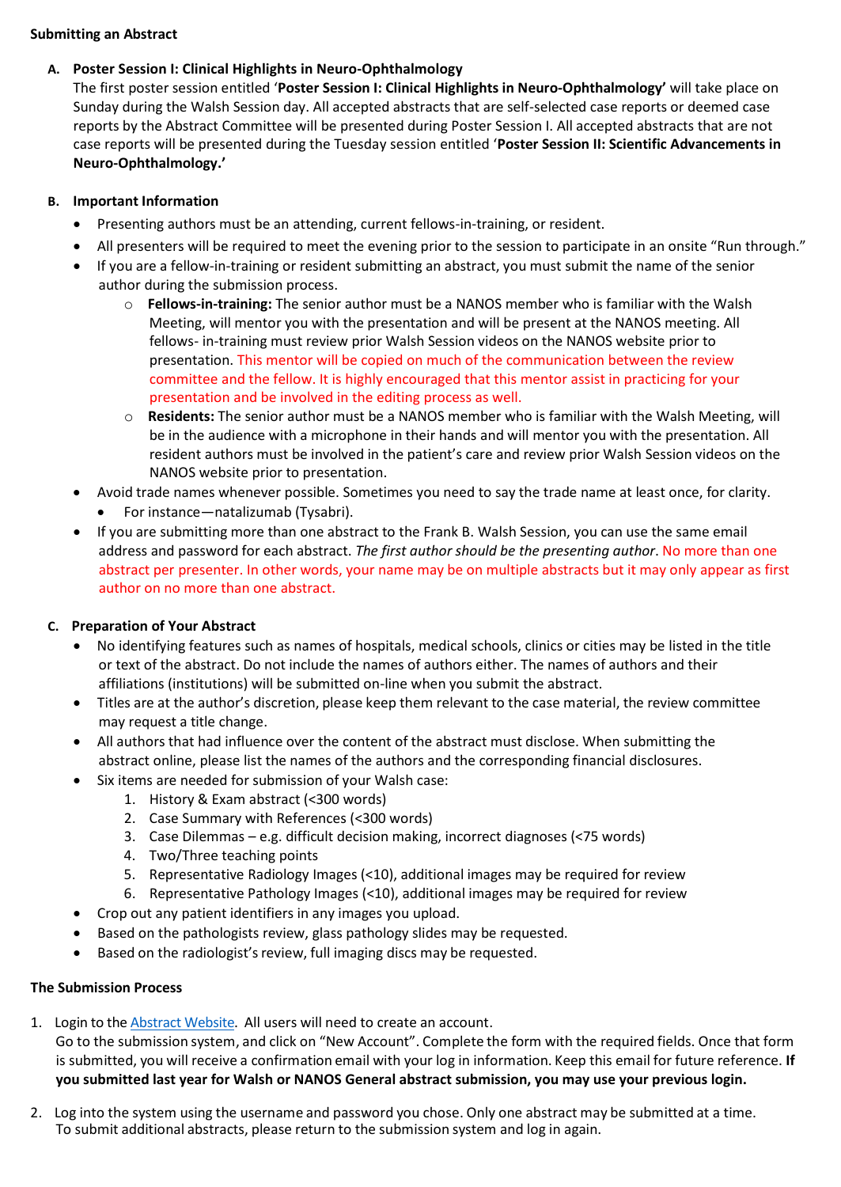**Submitting an Abstract**

**A. Poster Session I: Clinical Highlights in Neuro-Ophthalmology**

The first poster session entitled '**Poster Session I: Clinical Highlights in Neuro-Ophthalmology'** will take place on Sunday during the Walsh Session day. All accepted abstracts that are self-selected case reports or deemed case reports by the Abstract Committee will be presented during Poster Session I. All accepted abstracts that are not case reports will be presented during the Tuesday session entitled '**Poster Session II: Scientific Advancements in Neuro-Ophthalmology.'**

**B. Important Information**

- Presenting authors must be an attending, current fellows-in-training, or resident.
- All presenters will be required to meet the evening prior to the session to participate in an onsite "Run through."
- If you are a fellow-in-training or resident submitting an abstract, you must submit the name of the senior author during the submission process.
  - **Fellows-in-training:** The senior author must be a NANOS member who is familiar with the Walsh Meeting, will mentor you with the presentation and will be present at the NANOS meeting. All fellows- in-training must review prior Walsh Session videos on the NANOS website prior to presentation. This mentor will be copied on much of the communication between the review committee and the fellow. It is highly encouraged that this mentor assist in practicing for your presentation and be involved in the editing process as well.
  - **Residents:** The senior author must be a NANOS member who is familiar with the Walsh Meeting, will be in the audience with a microphone in their hands and will mentor you with the presentation. All resident authors must be involved in the patient's care and review prior Walsh Session videos on the NANOS website prior to presentation.
- Avoid trade names whenever possible. Sometimes you need to say the trade name at least once, for clarity.
  - For instance—natalizumab (Tysabri).
- If you are submitting more than one abstract to the Frank B. Walsh Session, you can use the same email address and password for each abstract. *The first author should be the presenting author*. No more than one abstract per presenter. In other words, your name may be on multiple abstracts but it may only appear as first author on no more than one abstract.

**C. Preparation of Your Abstract**

- No identifying features such as names of hospitals, medical schools, clinics or cities may be listed in the title or text of the abstract. Do not include the names of authors either. The names of authors and their affiliations (institutions) will be submitted on-line when you submit the abstract.
- Titles are at the author's discretion, please keep them relevant to the case material, the review committee may request a title change.
- All authors that had influence over the content of the abstract must disclose. When submitting the abstract online, please list the names of the authors and the corresponding financial disclosures.
- Six items are needed for submission of your Walsh case:
  1. History & Exam abstract (<300 words)
  2. Case Summary with References (<300 words)
  3. Case Dilemmas – e.g. difficult decision making, incorrect diagnoses (<75 words)
  4. Two/Three teaching points
  5. Representative Radiology Images (<10), additional images may be required for review
  6. Representative Pathology Images (<10), additional images may be required for review
- Crop out any patient identifiers in any images you upload.
- Based on the pathologists review, glass pathology slides may be requested.
- Based on the radiologist's review, full imaging discs may be requested.

**The Submission Process**

1. Login to the Abstract Website. All users will need to create an account.
   Go to the submission system, and click on "New Account". Complete the form with the required fields. Once that form is submitted, you will receive a confirmation email with your log in information. Keep this email for future reference. **If you submitted last year for Walsh or NANOS General abstract submission, you may use your previous login.**

2. Log into the system using the username and password you chose. Only one abstract may be submitted at a time. To submit additional abstracts, please return to the submission system and log in again.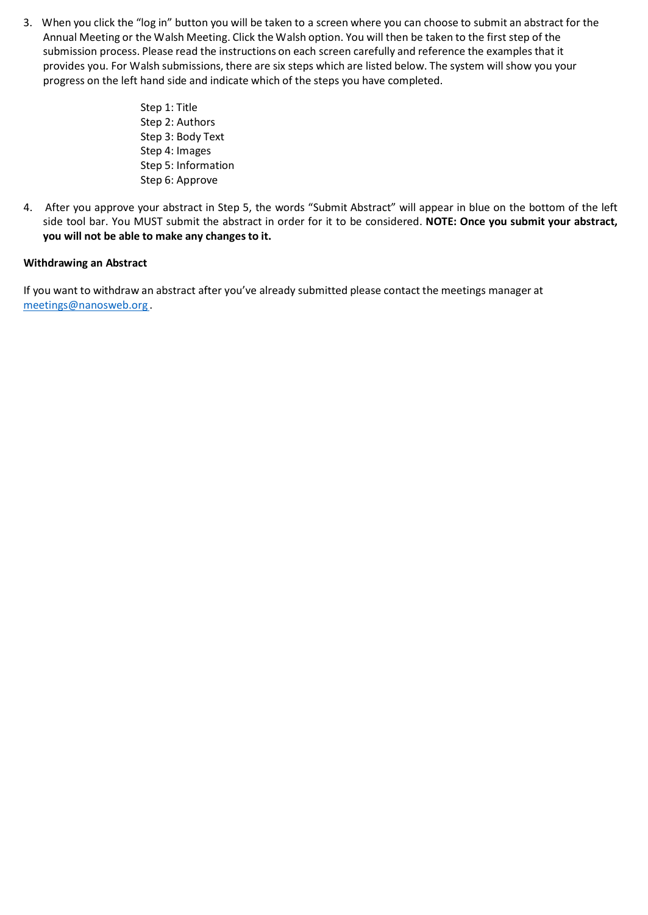3. When you click the "log in" button you will be taken to a screen where you can choose to submit an abstract for the Annual Meeting or the Walsh Meeting. Click the Walsh option. You will then be taken to the first step of the submission process. Please read the instructions on each screen carefully and reference the examples that it provides you. For Walsh submissions, there are six steps which are listed below. The system will show you your progress on the left hand side and indicate which of the steps you have completed.

   Step 1: Title
   Step 2: Authors
   Step 3: Body Text
   Step 4: Images
   Step 5: Information
   Step 6: Approve

4. After you approve your abstract in Step 5, the words "Submit Abstract" will appear in blue on the bottom of the left side tool bar. You MUST submit the abstract in order for it to be considered. **NOTE: Once you submit your abstract, you will not be able to make any changes to it.**

**Withdrawing an Abstract**

If you want to withdraw an abstract after you've already submitted please contact the meetings manager at meetings@nanosweb.org.